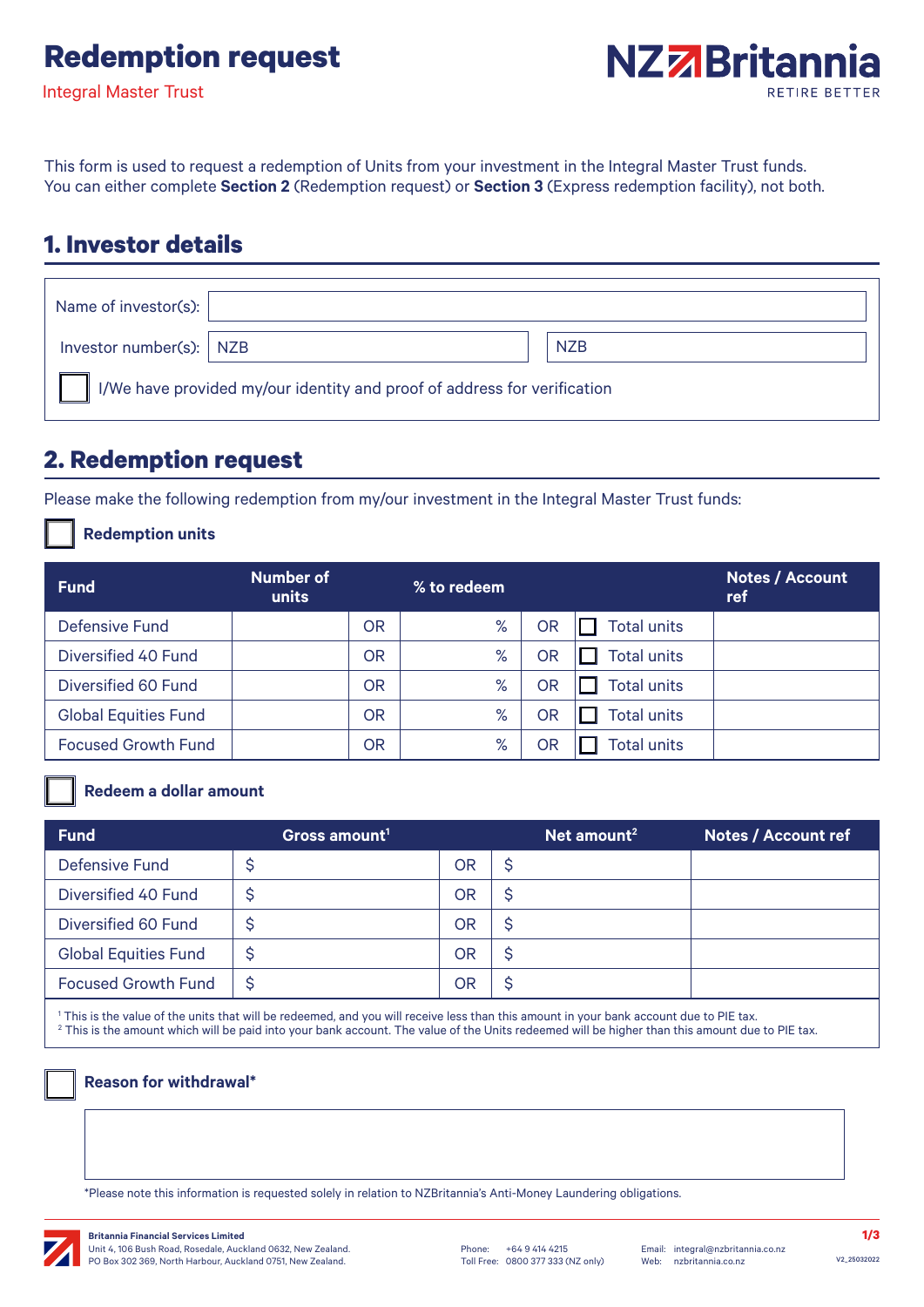# Redemption request

Integral Master Trust

NZ Britannia RETIRE BETTER

This form is used to request a redemption of Units from your investment in the Integral Master Trust funds. You can either complete **Section 2** (Redemption request) or **Section 3** (Express redemption facility), not both.

## 1. Investor details

| | | |
|---|---|---|
| Name of investor(s): | | |
| Investor number(s): | NZB | NZB |

☐ I/We have provided my/our identity and proof of address for verification

## 2. Redemption request

Please make the following redemption from my/our investment in the Integral Master Trust funds:

☐ **Redemption units**

| Fund | Number of units | | % to redeem | | | Notes / Account ref |
|---|---|---|---|---|---|---|
| Defensive Fund | | OR | % | OR | ☐ Total units | |
| Diversified 40 Fund | | OR | % | OR | ☐ Total units | |
| Diversified 60 Fund | | OR | % | OR | ☐ Total units | |
| Global Equities Fund | | OR | % | OR | ☐ Total units | |
| Focused Growth Fund | | OR | % | OR | ☐ Total units | |

☐ **Redeem a dollar amount**

| Fund | Gross amount[1] | | Net amount[2] | Notes / Account ref |
|---|---|---|---|---|
| Defensive Fund | $ | OR | $ | |
| Diversified 40 Fund | $ | OR | $ | |
| Diversified 60 Fund | $ | OR | $ | |
| Global Equities Fund | $ | OR | $ | |
| Focused Growth Fund | $ | OR | $ | |

[1] This is the value of the units that will be redeemed, and you will receive less than this amount in your bank account due to PIE tax.
[2] This is the amount which will be paid into your bank account. The value of the Units redeemed will be higher than this amount due to PIE tax.

☐ **Reason for withdrawal***

*Please note this information is requested solely in relation to NZBritannia's Anti-Money Laundering obligations.

**Britannia Financial Services Limited**
Unit 4, 106 Bush Road, Rosedale, Auckland 0632, New Zealand.
PO Box 302 369, North Harbour, Auckland 0751, New Zealand.

Phone: +64 9 414 4215
Toll Free: 0800 377 333 (NZ only)

Email: integral@nzbritannia.co.nz
Web: nzbritannia.co.nz

V2_25032022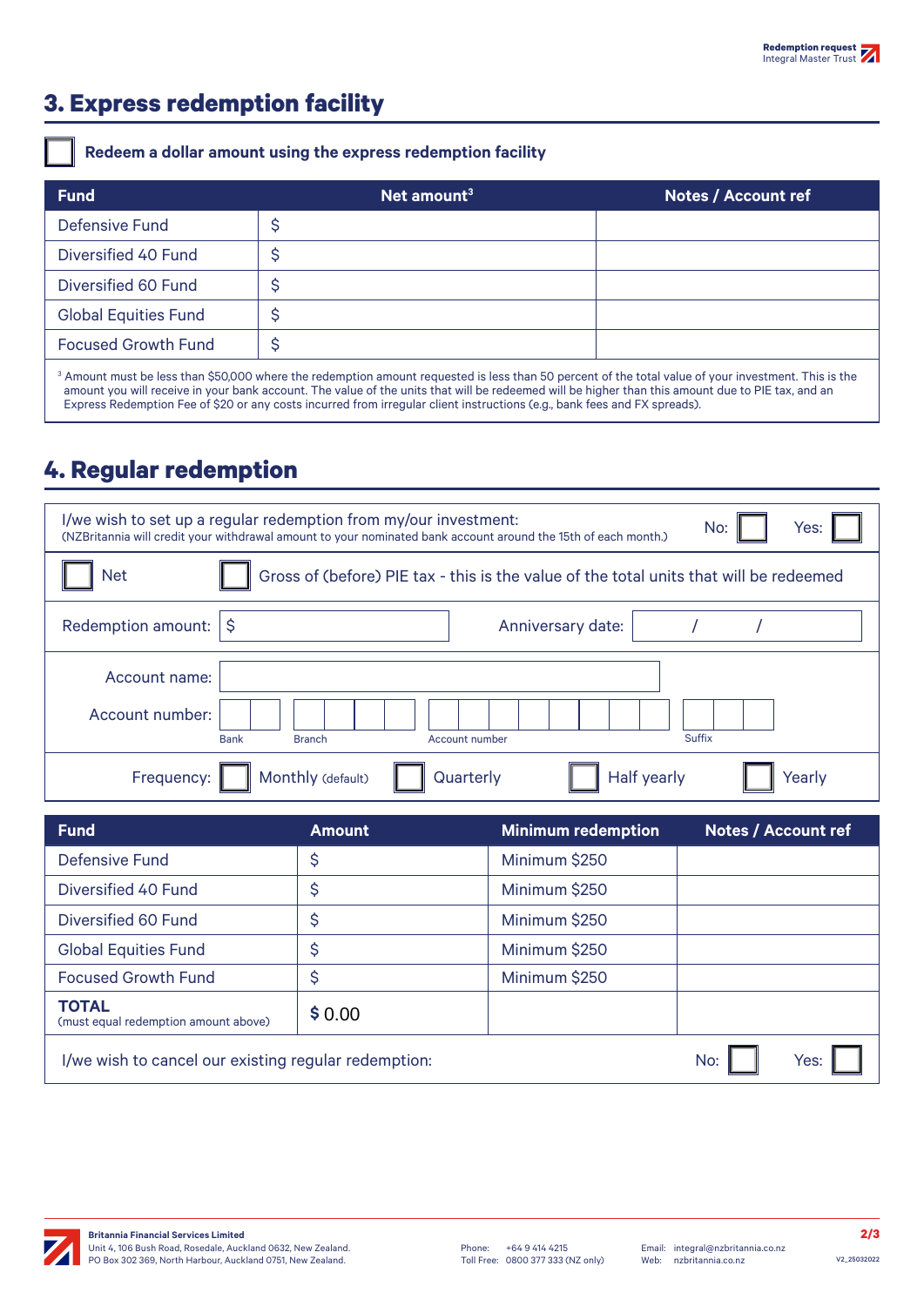## 3. Express redemption facility

☐ **Redeem a dollar amount using the express redemption facility**

| Fund | Net amount[3] | Notes / Account ref |
|---|---|---|
| Defensive Fund | $ | |
| Diversified 40 Fund | $ | |
| Diversified 60 Fund | $ | |
| Global Equities Fund | $ | |
| Focused Growth Fund | $ | |

[3] Amount must be less than $50,000 where the redemption amount requested is less than 50 percent of the total value of your investment. This is the amount you will receive in your bank account. The value of the units that will be redeemed will be higher than this amount due to PIE tax, and an Express Redemption Fee of $20 or any costs incurred from irregular client instructions (e.g., bank fees and FX spreads).

## 4. Regular redemption

I/we wish to set up a regular redemption from my/our investment: No: ☐ Yes: ☐
(NZBritannia will credit your withdrawal amount to your nominated bank account around the 15th of each month.)

☐ Net ☐ Gross of (before) PIE tax - this is the value of the total units that will be redeemed

Redemption amount: $ __________ Anniversary date: ____ / ____ / ____

Account name: __________

Account number: Bank ____ Branch ____ Account number ____ Suffix ____

Frequency: ☐ Monthly (default) ☐ Quarterly ☐ Half yearly ☐ Yearly

| Fund | Amount | Minimum redemption | Notes / Account ref |
|---|---|---|---|
| Defensive Fund | $ | Minimum $250 | |
| Diversified 40 Fund | $ | Minimum $250 | |
| Diversified 60 Fund | $ | Minimum $250 | |
| Global Equities Fund | $ | Minimum $250 | |
| Focused Growth Fund | $ | Minimum $250 | |
| **TOTAL** (must equal redemption amount above) | $ 0.00 | | |

I/we wish to cancel our existing regular redemption: No: ☐ Yes: ☐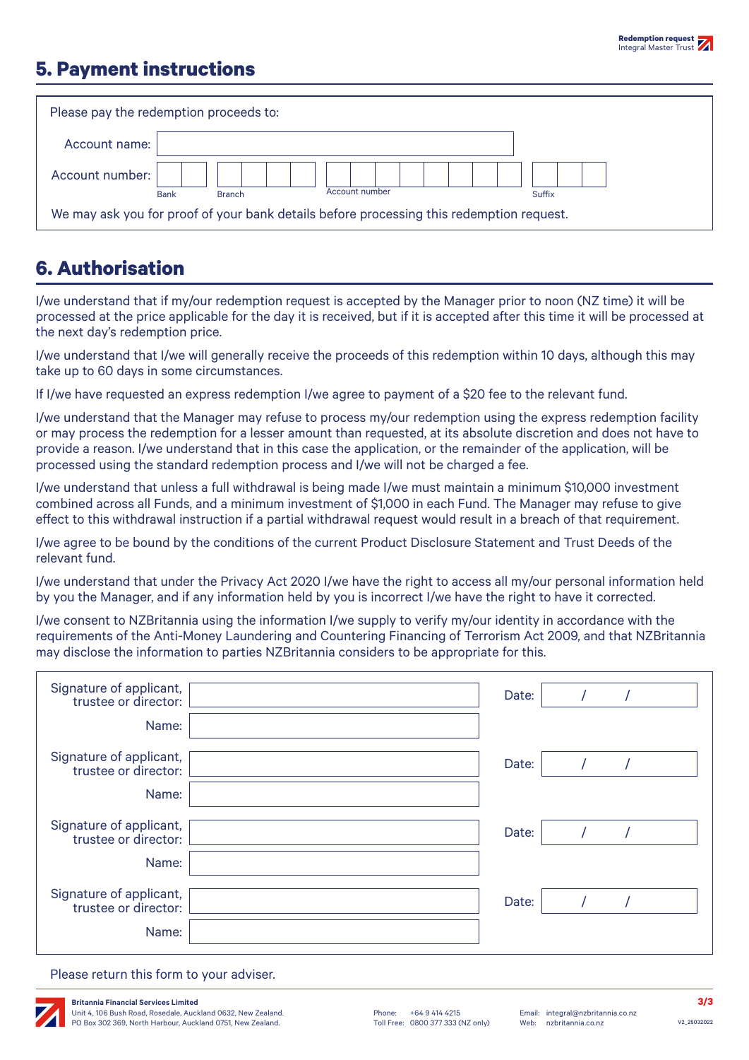## 5. Payment instructions

Please pay the redemption proceeds to:

Account name:

Account number:

| Bank | Branch | Account number | Suffix |
| --- | --- | --- | --- |
| | | | |

We may ask you for proof of your bank details before processing this redemption request.

## 6. Authorisation

I/we understand that if my/our redemption request is accepted by the Manager prior to noon (NZ time) it will be processed at the price applicable for the day it is received, but if it is accepted after this time it will be processed at the next day's redemption price.

I/we understand that I/we will generally receive the proceeds of this redemption within 10 days, although this may take up to 60 days in some circumstances.

If I/we have requested an express redemption I/we agree to payment of a $20 fee to the relevant fund.

I/we understand that the Manager may refuse to process my/our redemption using the express redemption facility or may process the redemption for a lesser amount than requested, at its absolute discretion and does not have to provide a reason. I/we understand that in this case the application, or the remainder of the application, will be processed using the standard redemption process and I/we will not be charged a fee.

I/we understand that unless a full withdrawal is being made I/we must maintain a minimum $10,000 investment combined across all Funds, and a minimum investment of $1,000 in each Fund. The Manager may refuse to give effect to this withdrawal instruction if a partial withdrawal request would result in a breach of that requirement.

I/we agree to be bound by the conditions of the current Product Disclosure Statement and Trust Deeds of the relevant fund.

I/we understand that under the Privacy Act 2020 I/we have the right to access all my/our personal information held by you the Manager, and if any information held by you is incorrect I/we have the right to have it corrected.

I/we consent to NZBritannia using the information I/we supply to verify my/our identity in accordance with the requirements of the Anti-Money Laundering and Countering Financing of Terrorism Act 2009, and that NZBritannia may disclose the information to parties NZBritannia considers to be appropriate for this.

Signature of applicant, trustee or director: _______________ Date: ___ / ___ / ___

Name: _______________

Signature of applicant, trustee or director: _______________ Date: ___ / ___ / ___

Name: _______________

Signature of applicant, trustee or director: _______________ Date: ___ / ___ / ___

Name: _______________

Signature of applicant, trustee or director: _______________ Date: ___ / ___ / ___

Name: _______________

Please return this form to your adviser.

**Britannia Financial Services Limited**
Unit 4, 106 Bush Road, Rosedale, Auckland 0632, New Zealand.
PO Box 302 369, North Harbour, Auckland 0751, New Zealand.

Phone: +64 9 414 4215
Toll Free: 0800 377 333 (NZ only)

Email: integral@nzbritannia.co.nz
Web: nzbritannia.co.nz

V2_25032022